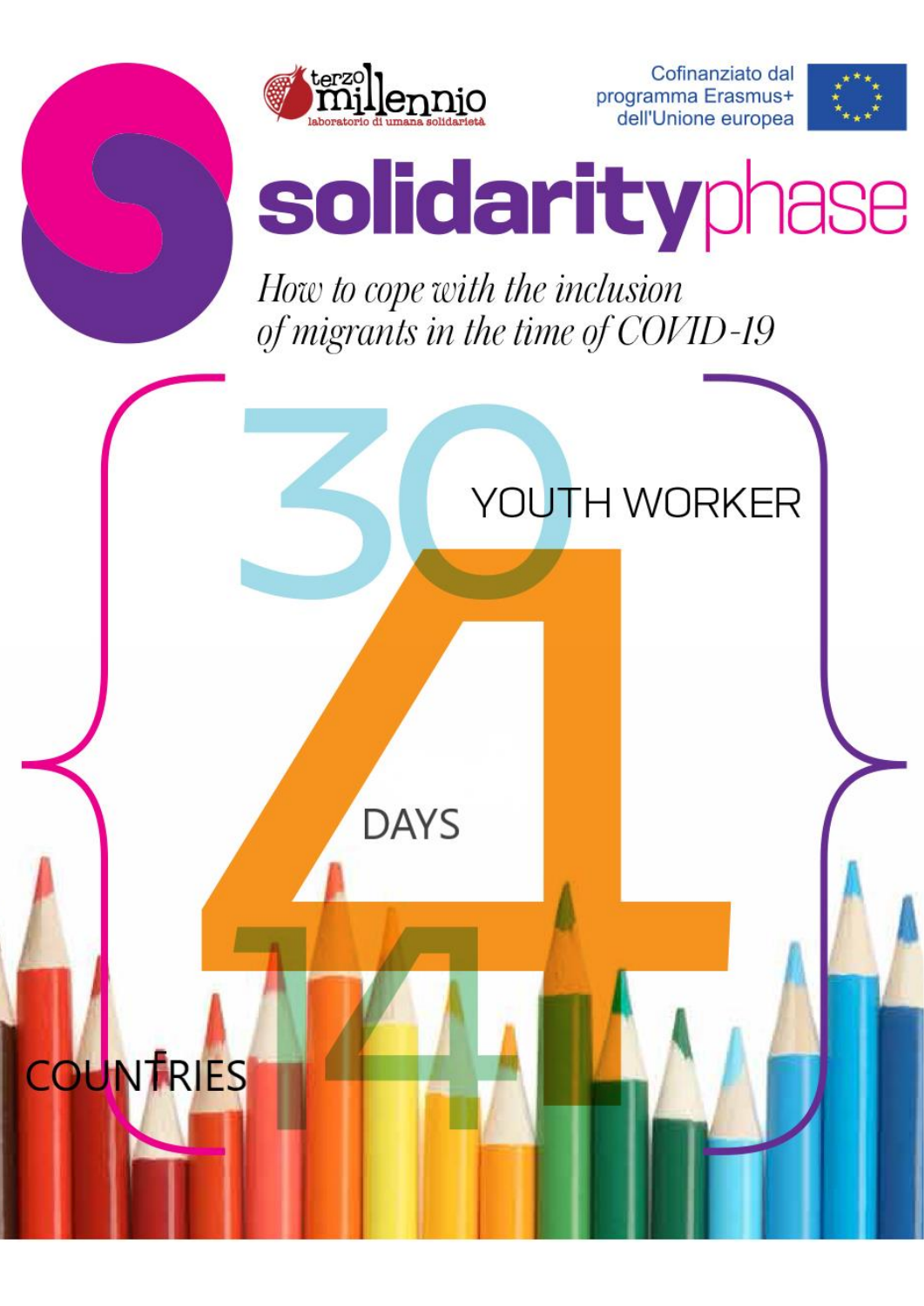terzo millennio
laboratorio di umana solidarietà

Cofinanziato dal programma Erasmus+ dell'Unione europea

# solidarityphase

*How to cope with the inclusion of migrants in the time of COVID-19*

30 YOUTH WORKER

4 DAYS

14 COUNTRIES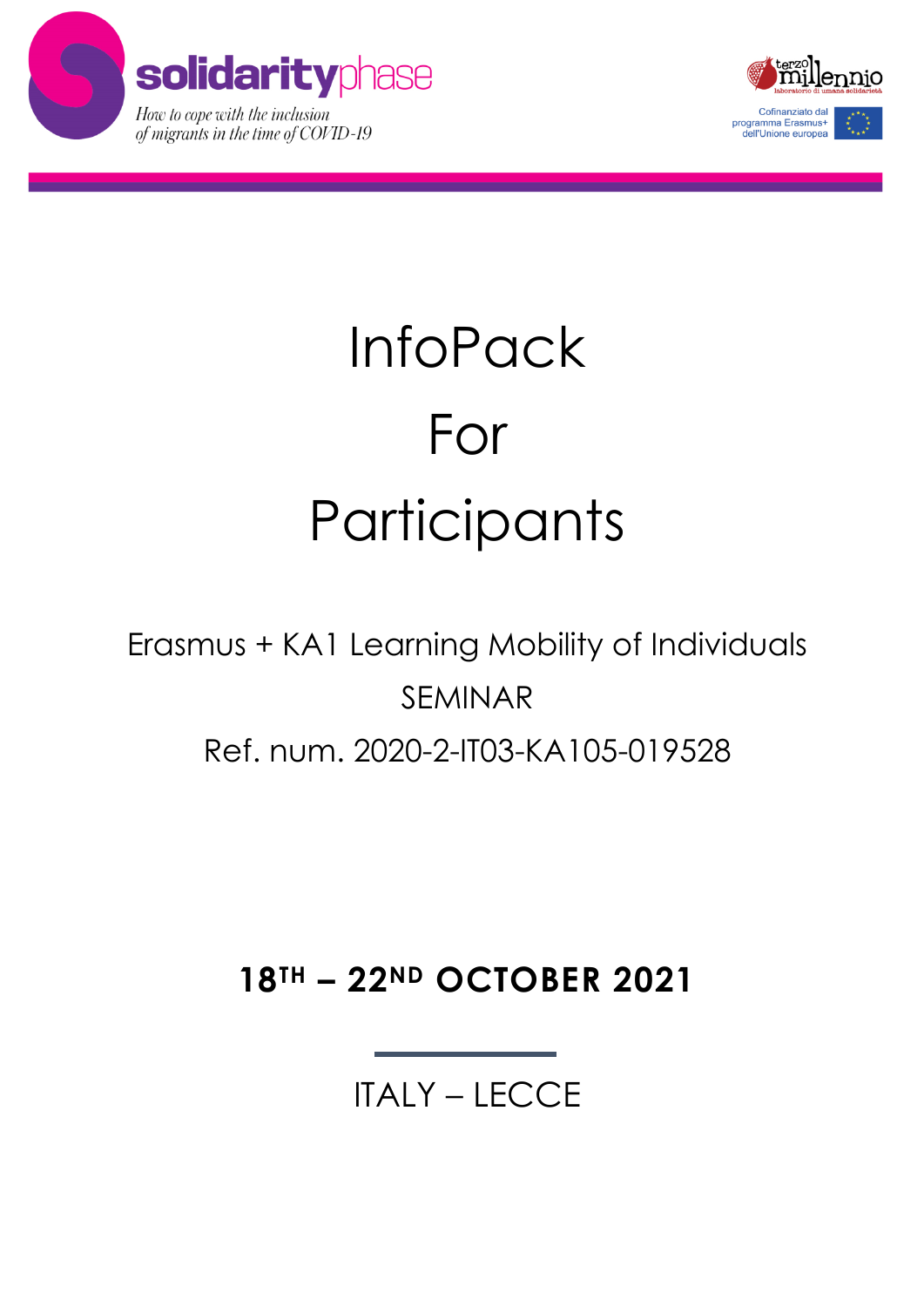# InfoPack

# For

# Participants

Erasmus + KA1 Learning Mobility of Individuals

SEMINAR

Ref. num. 2020-2-IT03-KA105-019528

**18TH – 22ND OCTOBER 2021**

ITALY – LECCE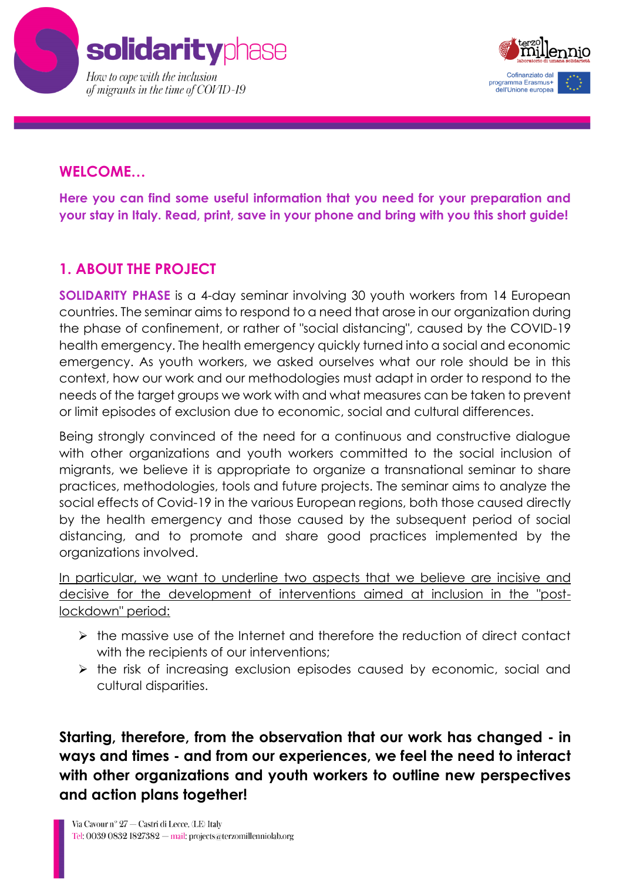## WELCOME…

**Here you can find some useful information that you need for your preparation and your stay in Italy. Read, print, save in your phone and bring with you this short guide!**

## 1. ABOUT THE PROJECT

**SOLIDARITY PHASE** is a 4-day seminar involving 30 youth workers from 14 European countries. The seminar aims to respond to a need that arose in our organization during the phase of confinement, or rather of "social distancing", caused by the COVID-19 health emergency. The health emergency quickly turned into a social and economic emergency. As youth workers, we asked ourselves what our role should be in this context, how our work and our methodologies must adapt in order to respond to the needs of the target groups we work with and what measures can be taken to prevent or limit episodes of exclusion due to economic, social and cultural differences.

Being strongly convinced of the need for a continuous and constructive dialogue with other organizations and youth workers committed to the social inclusion of migrants, we believe it is appropriate to organize a transnational seminar to share practices, methodologies, tools and future projects. The seminar aims to analyze the social effects of Covid-19 in the various European regions, both those caused directly by the health emergency and those caused by the subsequent period of social distancing, and to promote and share good practices implemented by the organizations involved.

In particular, we want to underline two aspects that we believe are incisive and decisive for the development of interventions aimed at inclusion in the "post-lockdown" period:

- the massive use of the Internet and therefore the reduction of direct contact with the recipients of our interventions;
- the risk of increasing exclusion episodes caused by economic, social and cultural disparities.

**Starting, therefore, from the observation that our work has changed - in ways and times - and from our experiences, we feel the need to interact with other organizations and youth workers to outline new perspectives and action plans together!**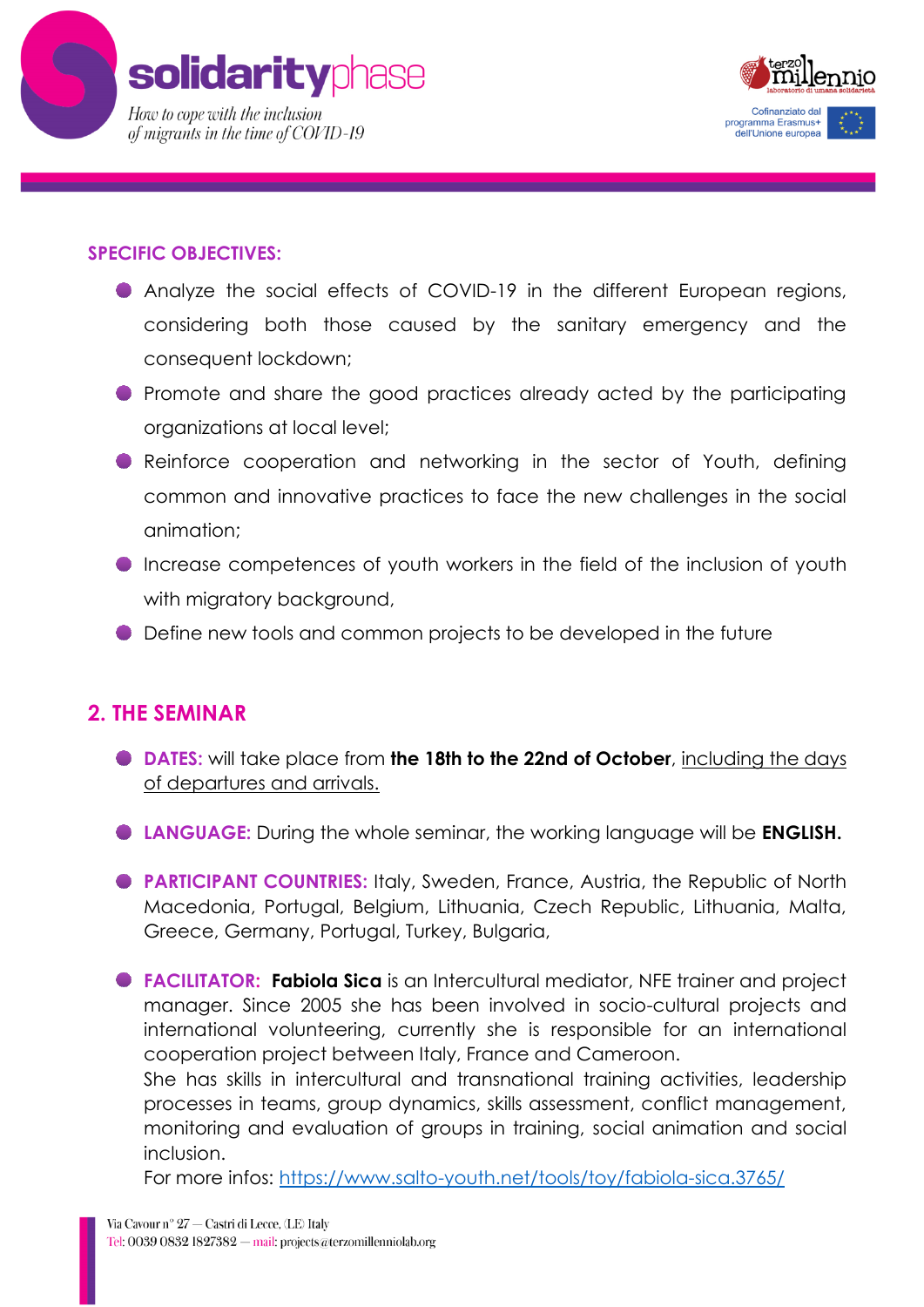**SPECIFIC OBJECTIVES:**

- Analyze the social effects of COVID-19 in the different European regions, considering both those caused by the sanitary emergency and the consequent lockdown;
- Promote and share the good practices already acted by the participating organizations at local level;
- Reinforce cooperation and networking in the sector of Youth, defining common and innovative practices to face the new challenges in the social animation;
- Increase competences of youth workers in the field of the inclusion of youth with migratory background,
- Define new tools and common projects to be developed in the future

## 2. THE SEMINAR

- **DATES:** will take place from **the 18th to the 22nd of October**, including the days of departures and arrivals.
- **LANGUAGE:** During the whole seminar, the working language will be **ENGLISH.**
- **PARTICIPANT COUNTRIES:** Italy, Sweden, France, Austria, the Republic of North Macedonia, Portugal, Belgium, Lithuania, Czech Republic, Lithuania, Malta, Greece, Germany, Portugal, Turkey, Bulgaria,
- **FACILITATOR:** **Fabiola Sica** is an Intercultural mediator, NFE trainer and project manager. Since 2005 she has been involved in socio-cultural projects and international volunteering, currently she is responsible for an international cooperation project between Italy, France and Cameroon.
  She has skills in intercultural and transnational training activities, leadership processes in teams, group dynamics, skills assessment, conflict management, monitoring and evaluation of groups in training, social animation and social inclusion.
  For more infos: https://www.salto-youth.net/tools/toy/fabiola-sica.3765/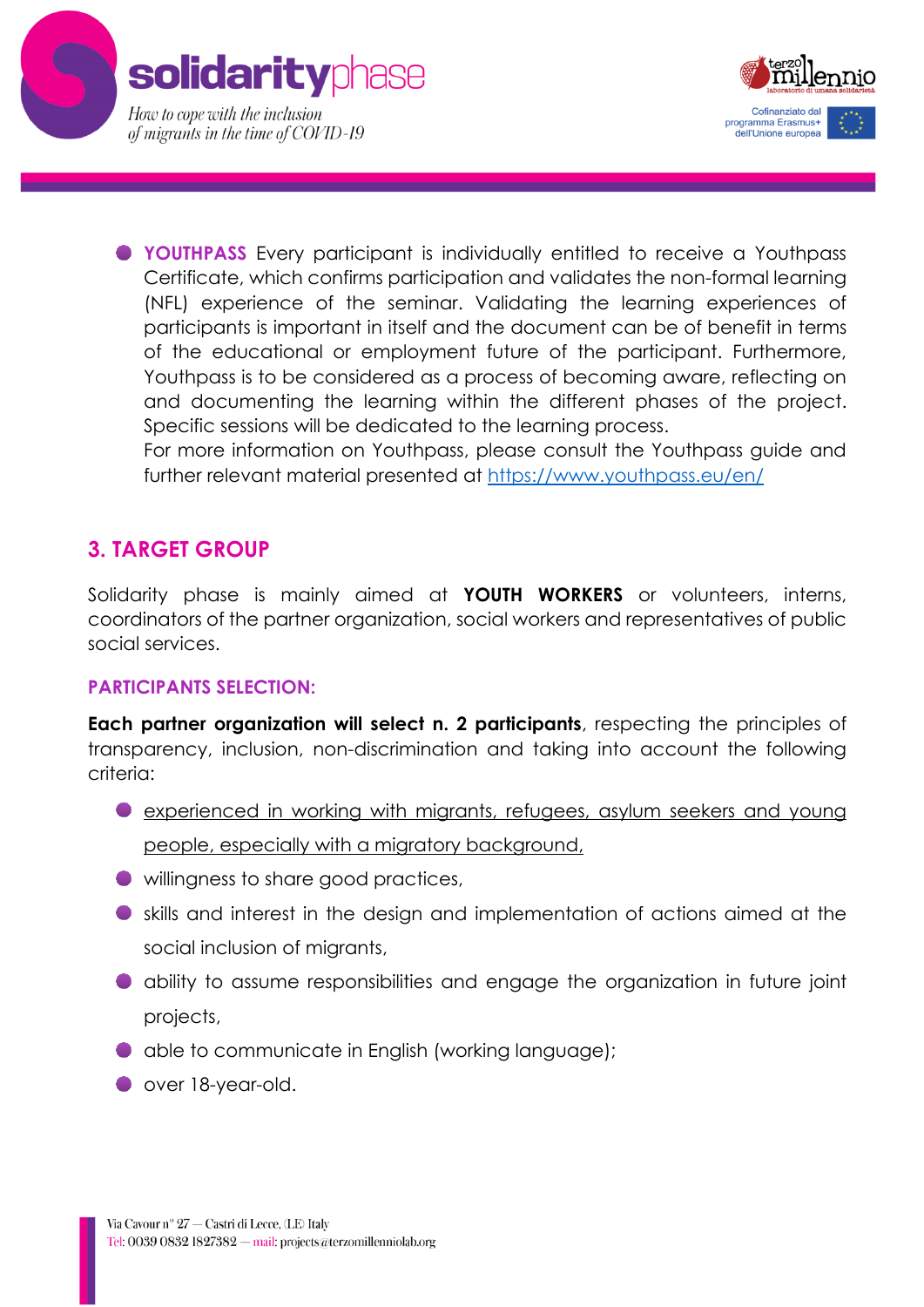- **YOUTHPASS** Every participant is individually entitled to receive a Youthpass Certificate, which confirms participation and validates the non-formal learning (NFL) experience of the seminar. Validating the learning experiences of participants is important in itself and the document can be of benefit in terms of the educational or employment future of the participant. Furthermore, Youthpass is to be considered as a process of becoming aware, reflecting on and documenting the learning within the different phases of the project. Specific sessions will be dedicated to the learning process.
  For more information on Youthpass, please consult the Youthpass guide and further relevant material presented at https://www.youthpass.eu/en/

## 3. TARGET GROUP

Solidarity phase is mainly aimed at **YOUTH WORKERS** or volunteers, interns, coordinators of the partner organization, social workers and representatives of public social services.

### PARTICIPANTS SELECTION:

**Each partner organization will select n. 2 participants**, respecting the principles of transparency, inclusion, non-discrimination and taking into account the following criteria:

- experienced in working with migrants, refugees, asylum seekers and young people, especially with a migratory background,
- willingness to share good practices,
- skills and interest in the design and implementation of actions aimed at the social inclusion of migrants,
- ability to assume responsibilities and engage the organization in future joint projects,
- able to communicate in English (working language);
- over 18-year-old.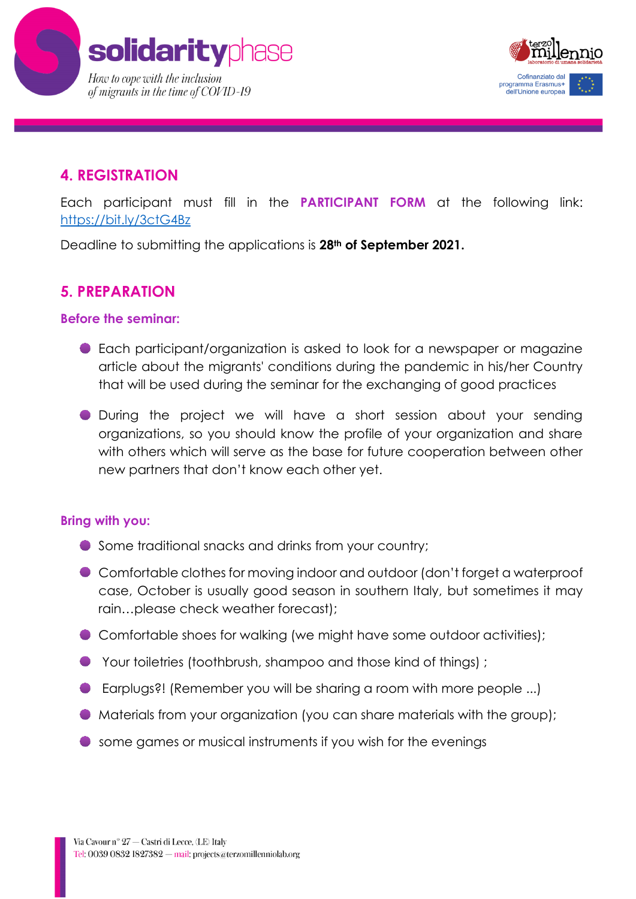## 4. REGISTRATION

Each participant must fill in the **PARTICIPANT FORM** at the following link: https://bit.ly/3ctG4Bz

Deadline to submitting the applications is **28th of September 2021.**

## 5. PREPARATION

### Before the seminar:

- Each participant/organization is asked to look for a newspaper or magazine article about the migrants' conditions during the pandemic in his/her Country that will be used during the seminar for the exchanging of good practices
- During the project we will have a short session about your sending organizations, so you should know the profile of your organization and share with others which will serve as the base for future cooperation between other new partners that don't know each other yet.

### Bring with you:

- Some traditional snacks and drinks from your country;
- Comfortable clothes for moving indoor and outdoor (don't forget a waterproof case, October is usually good season in southern Italy, but sometimes it may rain…please check weather forecast);
- Comfortable shoes for walking (we might have some outdoor activities);
- Your toiletries (toothbrush, shampoo and those kind of things) ;
- Earplugs?! (Remember you will be sharing a room with more people ...)
- Materials from your organization (you can share materials with the group);
- some games or musical instruments if you wish for the evenings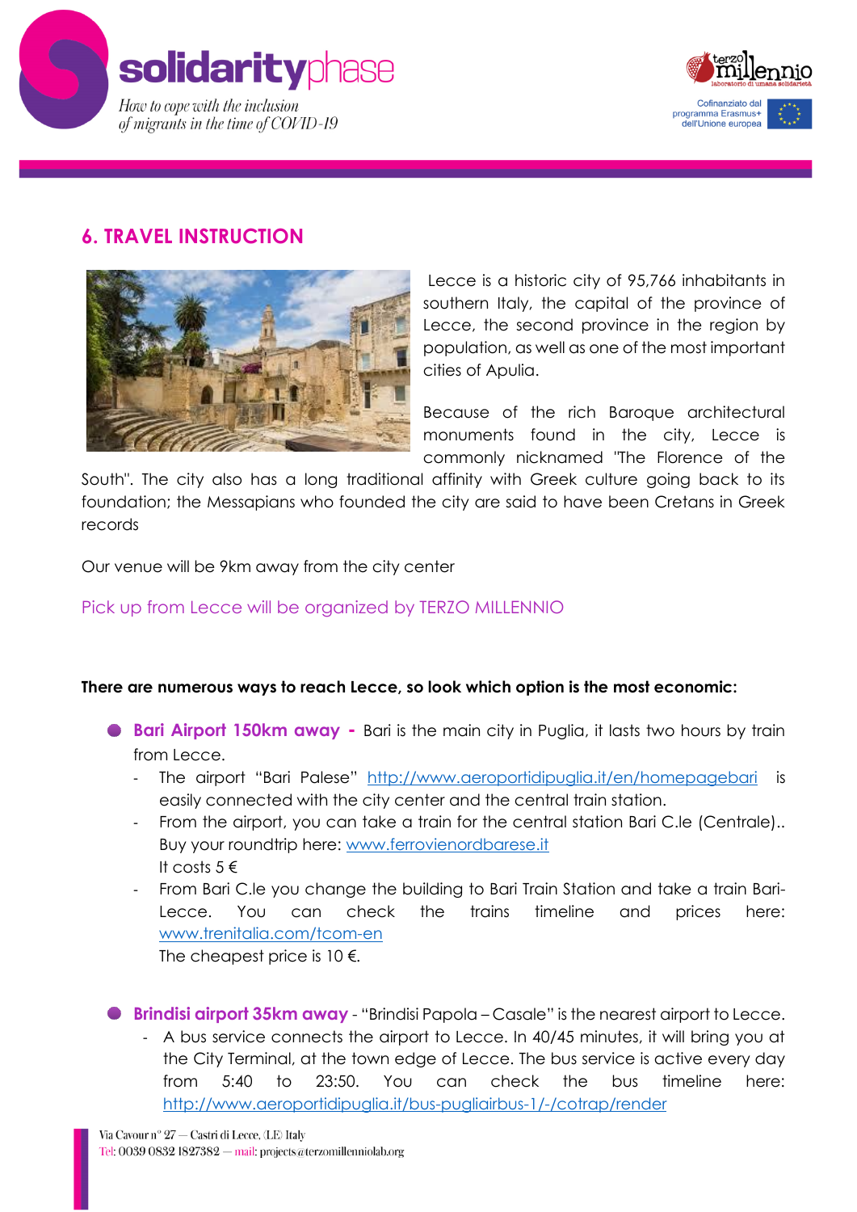## 6. TRAVEL INSTRUCTION

Lecce is a historic city of 95,766 inhabitants in southern Italy, the capital of the province of Lecce, the second province in the region by population, as well as one of the most important cities of Apulia.

Because of the rich Baroque architectural monuments found in the city, Lecce is commonly nicknamed "The Florence of the South". The city also has a long traditional affinity with Greek culture going back to its foundation; the Messapians who founded the city are said to have been Cretans in Greek records

Our venue will be 9km away from the city center

Pick up from Lecce will be organized by TERZO MILLENNIO

**There are numerous ways to reach Lecce, so look which option is the most economic:**

- **Bari Airport 150km away** - Bari is the main city in Puglia, it lasts two hours by train from Lecce.
  - The airport "Bari Palese" http://www.aeroportidipuglia.it/en/homepagebari is easily connected with the city center and the central train station.
  - From the airport, you can take a train for the central station Bari C.le (Centrale).. Buy your roundtrip here: www.ferrovienordbarese.it
    It costs 5 €
  - From Bari C.le you change the building to Bari Train Station and take a train Bari-Lecce. You can check the trains timeline and prices here: www.trenitalia.com/tcom-en
    The cheapest price is 10 €.

- **Brindisi airport 35km away** - "Brindisi Papola – Casale" is the nearest airport to Lecce.
  - A bus service connects the airport to Lecce. In 40/45 minutes, it will bring you at the City Terminal, at the town edge of Lecce. The bus service is active every day from 5:40 to 23:50. You can check the bus timeline here: http://www.aeroportidipuglia.it/bus-pugliairbus-1/-/cotrap/render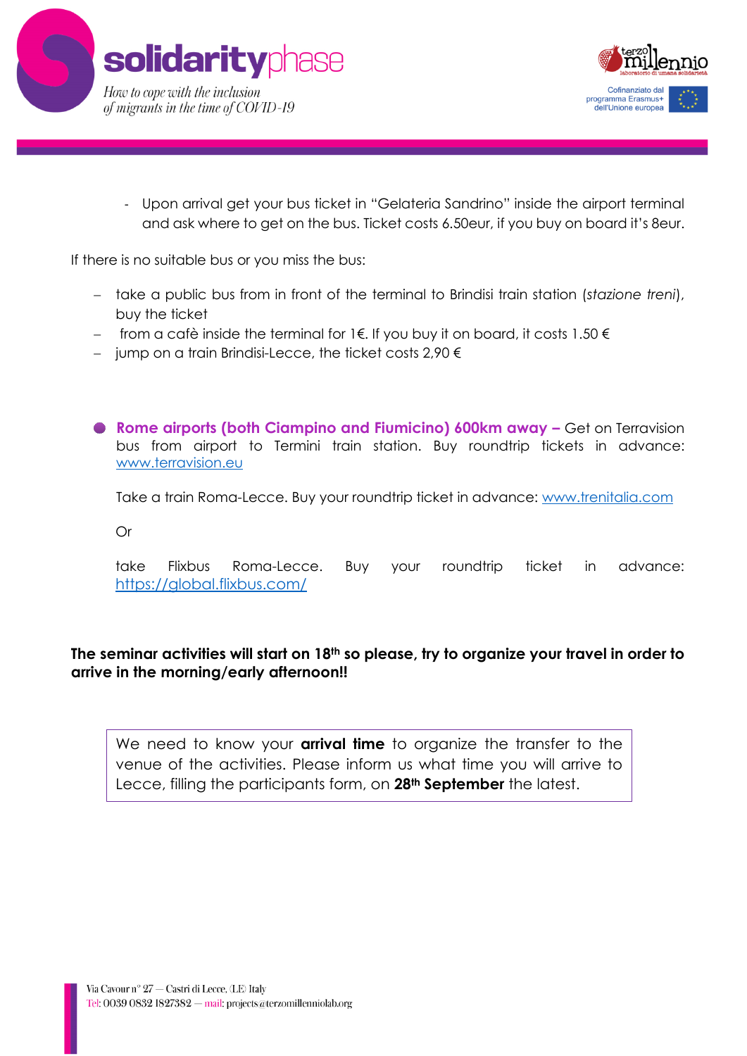- Upon arrival get your bus ticket in "Gelateria Sandrino" inside the airport terminal and ask where to get on the bus. Ticket costs 6.50eur, if you buy on board it's 8eur.

If there is no suitable bus or you miss the bus:

- take a public bus from in front of the terminal to Brindisi train station (*stazione treni*), buy the ticket
- from a cafè inside the terminal for 1€. If you buy it on board, it costs 1.50 €
- jump on a train Brindisi-Lecce, the ticket costs 2,90 €

- **Rome airports (both Ciampino and Fiumicino) 600km away –** Get on Terravision bus from airport to Termini train station. Buy roundtrip tickets in advance: www.terravision.eu

  Take a train Roma-Lecce. Buy your roundtrip ticket in advance: www.trenitalia.com

  Or

  take Flixbus Roma-Lecce. Buy your roundtrip ticket in advance: https://global.flixbus.com/

**The seminar activities will start on 18th so please, try to organize your travel in order to arrive in the morning/early afternoon!!**

We need to know your **arrival time** to organize the transfer to the venue of the activities. Please inform us what time you will arrive to Lecce, filling the participants form, on **28th September** the latest.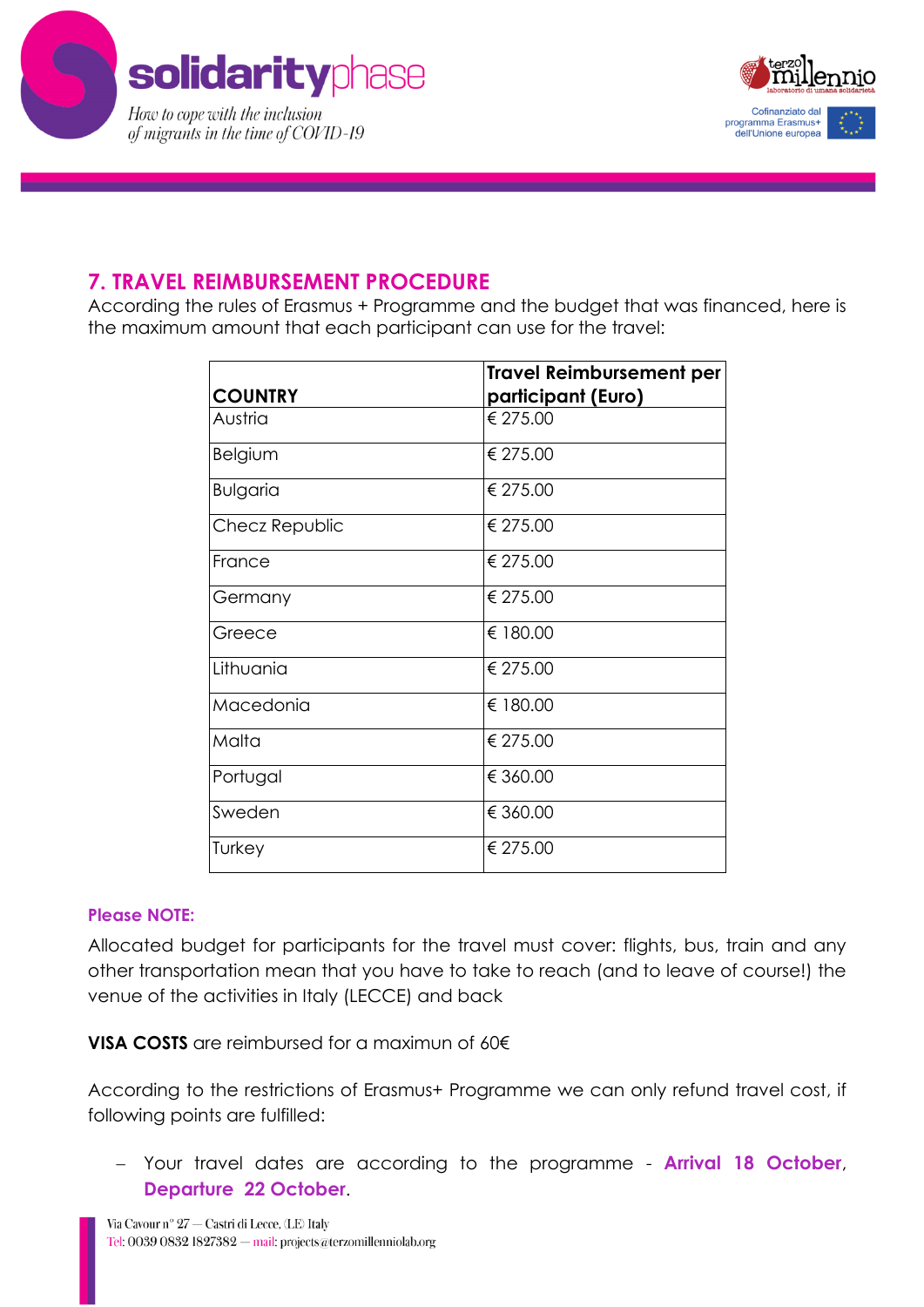## 7. TRAVEL REIMBURSEMENT PROCEDURE

According the rules of Erasmus + Programme and the budget that was financed, here is the maximum amount that each participant can use for the travel:

| COUNTRY | Travel Reimbursement per participant (Euro) |
|---|---|
| Austria | € 275.00 |
| Belgium | € 275.00 |
| Bulgaria | € 275.00 |
| Checz Republic | € 275.00 |
| France | € 275.00 |
| Germany | € 275.00 |
| Greece | € 180.00 |
| Lithuania | € 275.00 |
| Macedonia | € 180.00 |
| Malta | € 275.00 |
| Portugal | € 360.00 |
| Sweden | € 360.00 |
| Turkey | € 275.00 |

**Please NOTE:**

Allocated budget for participants for the travel must cover: flights, bus, train and any other transportation mean that you have to take to reach (and to leave of course!) the venue of the activities in Italy (LECCE) and back

**VISA COSTS** are reimbursed for a maximun of 60€

According to the restrictions of Erasmus+ Programme we can only refund travel cost, if following points are fulfilled:

- Your travel dates are according to the programme - **Arrival 18 October**, **Departure 22 October**.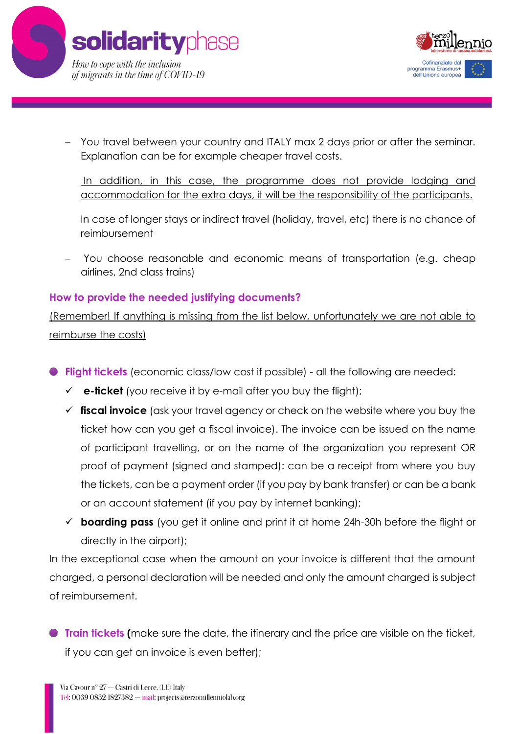- You travel between your country and ITALY max 2 days prior or after the seminar. Explanation can be for example cheaper travel costs.

  In addition, in this case, the programme does not provide lodging and accommodation for the extra days, it will be the responsibility of the participants.

  In case of longer stays or indirect travel (holiday, travel, etc) there is no chance of reimbursement

- You choose reasonable and economic means of transportation (e.g. cheap airlines, 2nd class trains)

### How to provide the needed justifying documents?

(Remember! If anything is missing from the list below, unfortunately we are not able to reimburse the costs)

- **Flight tickets** (economic class/low cost if possible) - all the following are needed:
  - ✓ **e-ticket** (you receive it by e-mail after you buy the flight);
  - ✓ **fiscal invoice** (ask your travel agency or check on the website where you buy the ticket how can you get a fiscal invoice). The invoice can be issued on the name of participant travelling, or on the name of the organization you represent OR proof of payment (signed and stamped): can be a receipt from where you buy the tickets, can be a payment order (if you pay by bank transfer) or can be a bank or an account statement (if you pay by internet banking);
  - ✓ **boarding pass** (you get it online and print it at home 24h-30h before the flight or directly in the airport);

In the exceptional case when the amount on your invoice is different that the amount charged, a personal declaration will be needed and only the amount charged is subject of reimbursement.

- **Train tickets (**make sure the date, the itinerary and the price are visible on the ticket, if you can get an invoice is even better);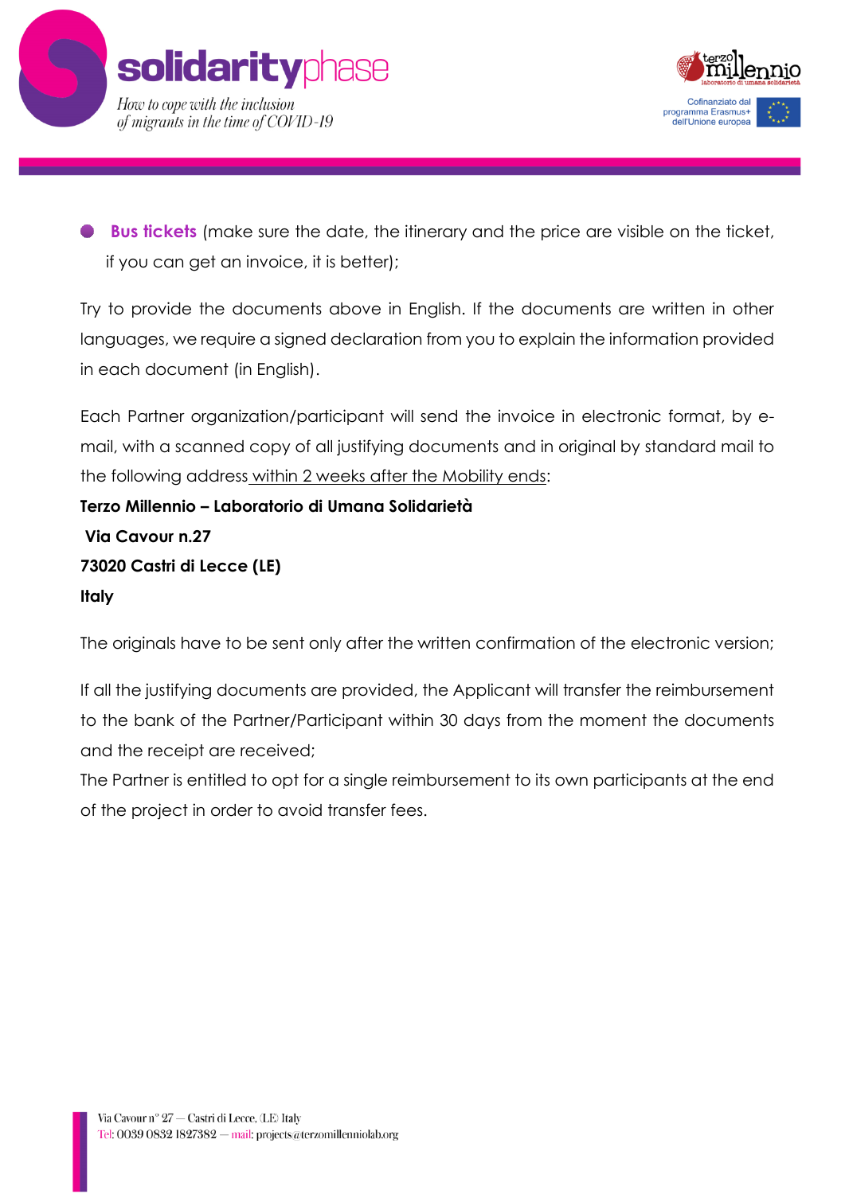- **Bus tickets** (make sure the date, the itinerary and the price are visible on the ticket, if you can get an invoice, it is better);

Try to provide the documents above in English. If the documents are written in other languages, we require a signed declaration from you to explain the information provided in each document (in English).

Each Partner organization/participant will send the invoice in electronic format, by e-mail, with a scanned copy of all justifying documents and in original by standard mail to the following address within 2 weeks after the Mobility ends:

**Terzo Millennio – Laboratorio di Umana Solidarietà**
**Via Cavour n.27**
**73020 Castri di Lecce (LE)**
**Italy**

The originals have to be sent only after the written confirmation of the electronic version;

If all the justifying documents are provided, the Applicant will transfer the reimbursement to the bank of the Partner/Participant within 30 days from the moment the documents and the receipt are received;
The Partner is entitled to opt for a single reimbursement to its own participants at the end of the project in order to avoid transfer fees.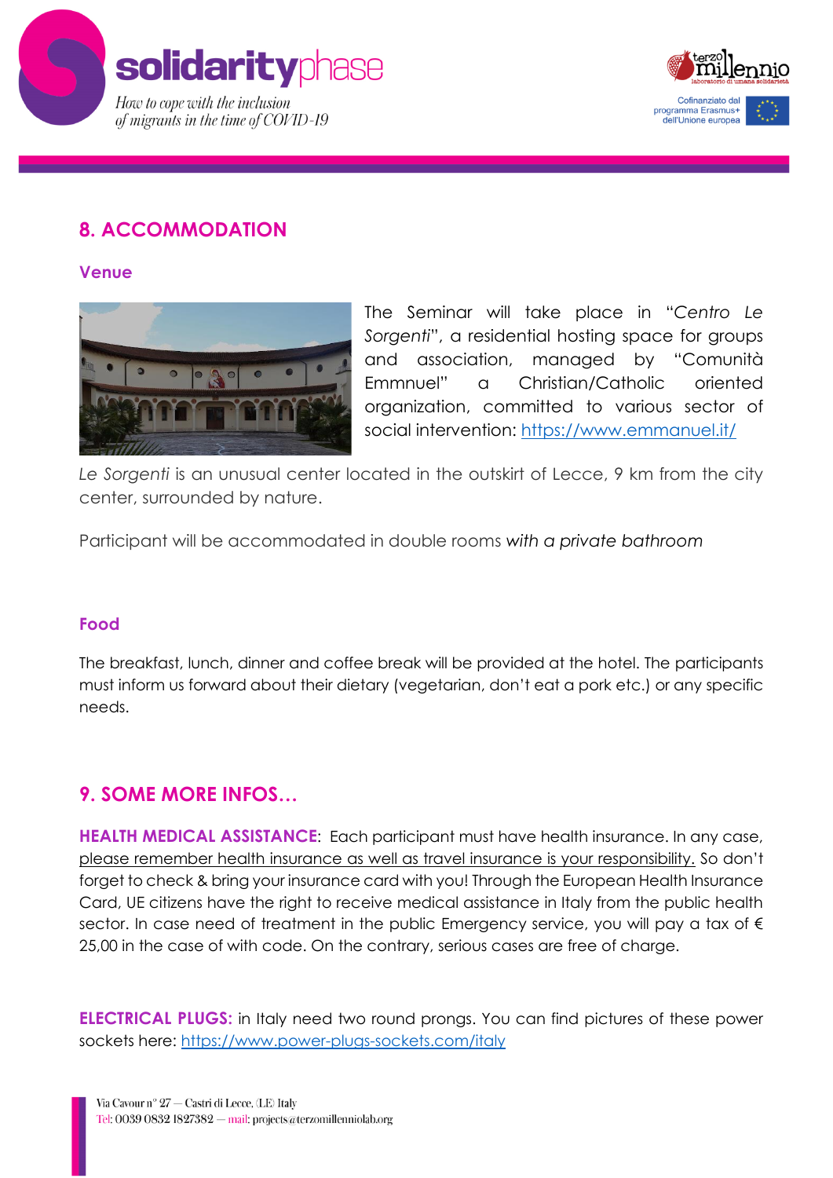## 8. ACCOMMODATION

### Venue

The Seminar will take place in "*Centro Le Sorgenti*", a residential hosting space for groups and association, managed by "Comunità Emmnuel" a Christian/Catholic oriented organization, committed to various sector of social intervention: https://www.emmanuel.it/

*Le Sorgenti* is an unusual center located in the outskirt of Lecce, 9 km from the city center, surrounded by nature.

Participant will be accommodated in double rooms *with a private bathroom*

### Food

The breakfast, lunch, dinner and coffee break will be provided at the hotel. The participants must inform us forward about their dietary (vegetarian, don't eat a pork etc.) or any specific needs.

## 9. SOME MORE INFOS…

**HEALTH MEDICAL ASSISTANCE**: Each participant must have health insurance. In any case, please remember health insurance as well as travel insurance is your responsibility. So don't forget to check & bring your insurance card with you! Through the European Health Insurance Card, UE citizens have the right to receive medical assistance in Italy from the public health sector. In case need of treatment in the public Emergency service, you will pay a tax of € 25,00 in the case of with code. On the contrary, serious cases are free of charge.

**ELECTRICAL PLUGS:** in Italy need two round prongs. You can find pictures of these power sockets here: https://www.power-plugs-sockets.com/italy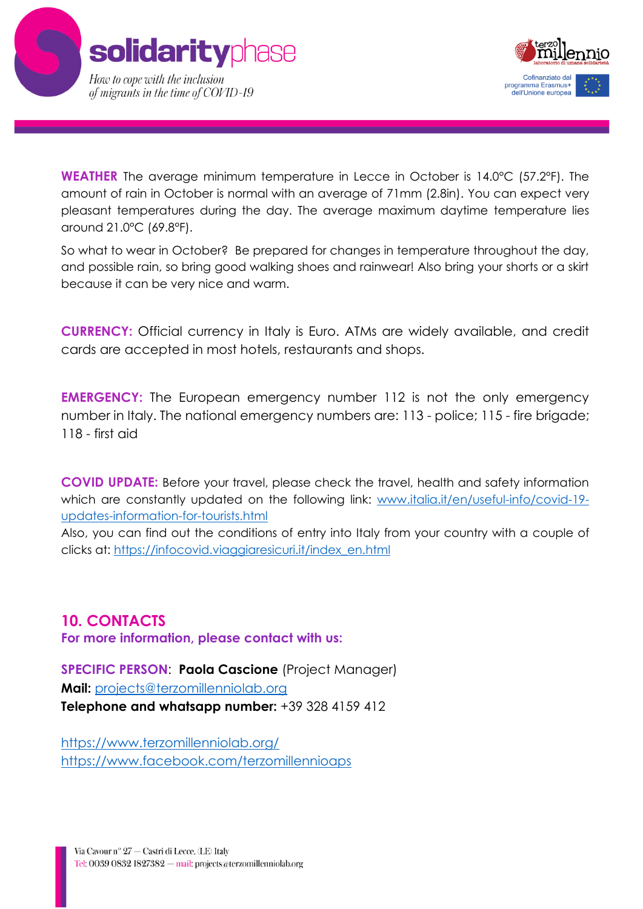**WEATHER** The average minimum temperature in Lecce in October is 14.0°C (57.2°F). The amount of rain in October is normal with an average of 71mm (2.8in). You can expect very pleasant temperatures during the day. The average maximum daytime temperature lies around 21.0°C (69.8°F).

So what to wear in October? Be prepared for changes in temperature throughout the day, and possible rain, so bring good walking shoes and rainwear! Also bring your shorts or a skirt because it can be very nice and warm.

**CURRENCY:** Official currency in Italy is Euro. ATMs are widely available, and credit cards are accepted in most hotels, restaurants and shops.

**EMERGENCY:** The European emergency number 112 is not the only emergency number in Italy. The national emergency numbers are: 113 - police; 115 - fire brigade; 118 - first aid

**COVID UPDATE:** Before your travel, please check the travel, health and safety information which are constantly updated on the following link: [www.italia.it/en/useful-info/covid-19-updates-information-for-tourists.html](www.italia.it/en/useful-info/covid-19-updates-information-for-tourists.html)
Also, you can find out the conditions of entry into Italy from your country with a couple of clicks at: [https://infocovid.viaggiaresicuri.it/index_en.html](https://infocovid.viaggiaresicuri.it/index_en.html)

## 10. CONTACTS

**For more information, please contact with us:**

**SPECIFIC PERSON**: **Paola Cascione** (Project Manager)
**Mail:** [projects@terzomillenniolab.org](mailto:projects@terzomillenniolab.org)
**Telephone and whatsapp number:** +39 328 4159 412

[https://www.terzomillenniolab.org/](https://www.terzomillenniolab.org/)
[https://www.facebook.com/terzomillennioaps](https://www.facebook.com/terzomillennioaps)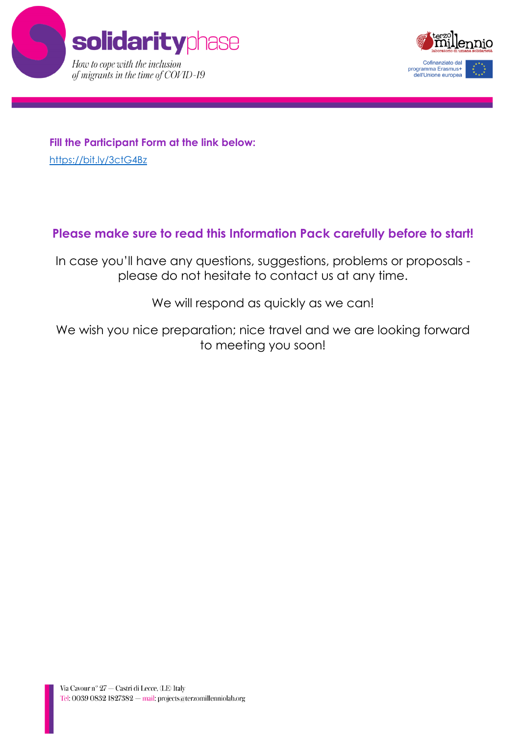**Fill the Participant Form at the link below:**

https://bit.ly/3ctG4Bz

**Please make sure to read this Information Pack carefully before to start!**

In case you'll have any questions, suggestions, problems or proposals - please do not hesitate to contact us at any time.

We will respond as quickly as we can!

We wish you nice preparation; nice travel and we are looking forward to meeting you soon!